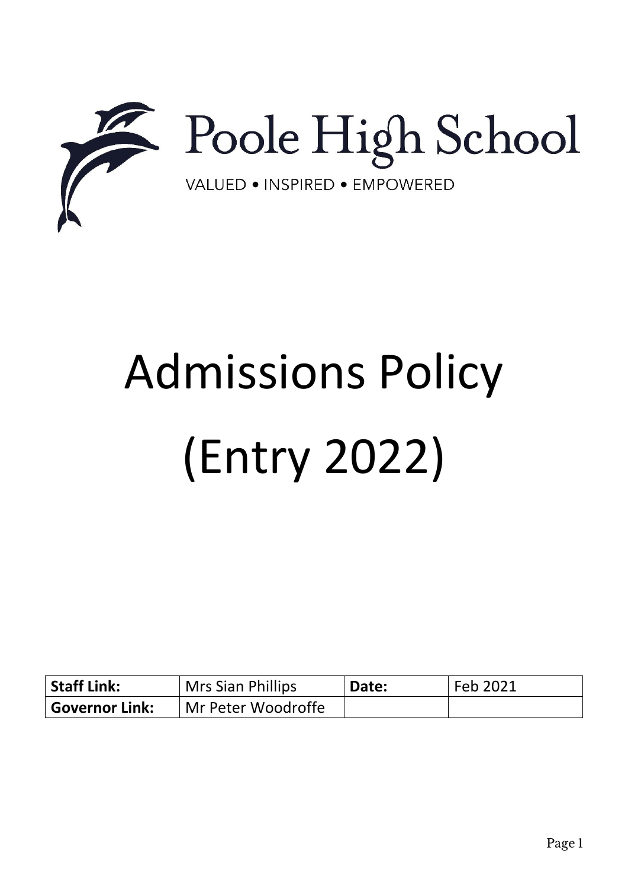Poole High School

VALUED • INSPIRED • EMPOWERED

# Admissions Policy (Entry 2022)

| Staff Link: | Mrs Sian Phillips | Date: | Feb 2021 |
|---|---|---|---|
| Governor Link: | Mr Peter Woodroffe | | |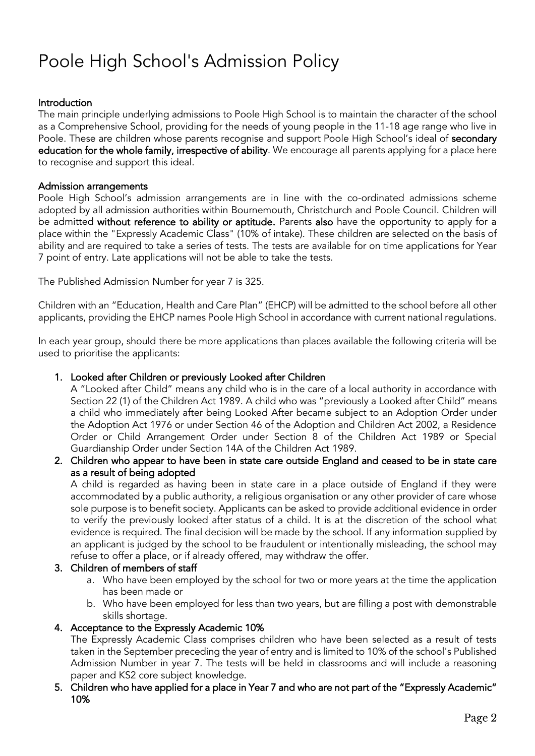# Poole High School's Admission Policy

**Introduction**

The main principle underlying admissions to Poole High School is to maintain the character of the school as a Comprehensive School, providing for the needs of young people in the 11-18 age range who live in Poole. These are children whose parents recognise and support Poole High School's ideal of **secondary education for the whole family, irrespective of ability**. We encourage all parents applying for a place here to recognise and support this ideal.

**Admission arrangements**

Poole High School's admission arrangements are in line with the co-ordinated admissions scheme adopted by all admission authorities within Bournemouth, Christchurch and Poole Council. Children will be admitted **without reference to ability or aptitude.** Parents **also** have the opportunity to apply for a place within the "Expressly Academic Class" (10% of intake). These children are selected on the basis of ability and are required to take a series of tests. The tests are available for on time applications for Year 7 point of entry. Late applications will not be able to take the tests.

The Published Admission Number for year 7 is 325.

Children with an "Education, Health and Care Plan" (EHCP) will be admitted to the school before all other applicants, providing the EHCP names Poole High School in accordance with current national regulations.

In each year group, should there be more applications than places available the following criteria will be used to prioritise the applicants:

1. **Looked after Children or previously Looked after Children**
   A "Looked after Child" means any child who is in the care of a local authority in accordance with Section 22 (1) of the Children Act 1989. A child who was "previously a Looked after Child" means a child who immediately after being Looked After became subject to an Adoption Order under the Adoption Act 1976 or under Section 46 of the Adoption and Children Act 2002, a Residence Order or Child Arrangement Order under Section 8 of the Children Act 1989 or Special Guardianship Order under Section 14A of the Children Act 1989.
2. **Children who appear to have been in state care outside England and ceased to be in state care as a result of being adopted**
   A child is regarded as having been in state care in a place outside of England if they were accommodated by a public authority, a religious organisation or any other provider of care whose sole purpose is to benefit society. Applicants can be asked to provide additional evidence in order to verify the previously looked after status of a child. It is at the discretion of the school what evidence is required. The final decision will be made by the school. If any information supplied by an applicant is judged by the school to be fraudulent or intentionally misleading, the school may refuse to offer a place, or if already offered, may withdraw the offer.
3. **Children of members of staff**
   a. Who have been employed by the school for two or more years at the time the application has been made or
   b. Who have been employed for less than two years, but are filling a post with demonstrable skills shortage.
4. **Acceptance to the Expressly Academic 10%**
   The Expressly Academic Class comprises children who have been selected as a result of tests taken in the September preceding the year of entry and is limited to 10% of the school's Published Admission Number in year 7. The tests will be held in classrooms and will include a reasoning paper and KS2 core subject knowledge.
5. **Children who have applied for a place in Year 7 and who are not part of the "Expressly Academic" 10%**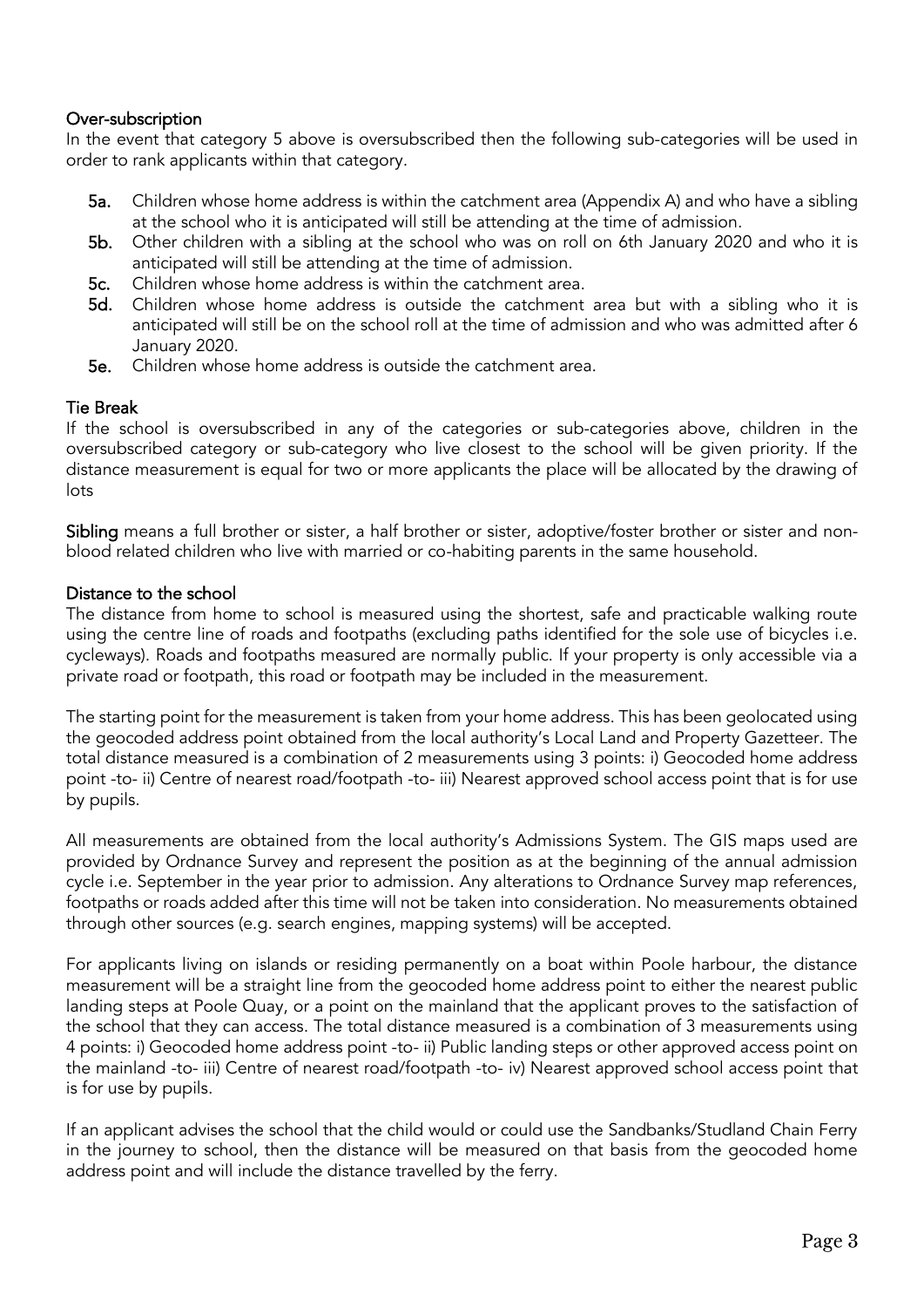### Over-subscription

In the event that category 5 above is oversubscribed then the following sub-categories will be used in order to rank applicants within that category.

- **5a.** Children whose home address is within the catchment area (Appendix A) and who have a sibling at the school who it is anticipated will still be attending at the time of admission.
- **5b.** Other children with a sibling at the school who was on roll on 6th January 2020 and who it is anticipated will still be attending at the time of admission.
- **5c.** Children whose home address is within the catchment area.
- **5d.** Children whose home address is outside the catchment area but with a sibling who it is anticipated will still be on the school roll at the time of admission and who was admitted after 6 January 2020.
- **5e.** Children whose home address is outside the catchment area.

### Tie Break

If the school is oversubscribed in any of the categories or sub-categories above, children in the oversubscribed category or sub-category who live closest to the school will be given priority. If the distance measurement is equal for two or more applicants the place will be allocated by the drawing of lots

**Sibling** means a full brother or sister, a half brother or sister, adoptive/foster brother or sister and non-blood related children who live with married or co-habiting parents in the same household.

### Distance to the school

The distance from home to school is measured using the shortest, safe and practicable walking route using the centre line of roads and footpaths (excluding paths identified for the sole use of bicycles i.e. cycleways). Roads and footpaths measured are normally public. If your property is only accessible via a private road or footpath, this road or footpath may be included in the measurement.

The starting point for the measurement is taken from your home address. This has been geolocated using the geocoded address point obtained from the local authority's Local Land and Property Gazetteer. The total distance measured is a combination of 2 measurements using 3 points: i) Geocoded home address point -to- ii) Centre of nearest road/footpath -to- iii) Nearest approved school access point that is for use by pupils.

All measurements are obtained from the local authority's Admissions System. The GIS maps used are provided by Ordnance Survey and represent the position as at the beginning of the annual admission cycle i.e. September in the year prior to admission. Any alterations to Ordnance Survey map references, footpaths or roads added after this time will not be taken into consideration. No measurements obtained through other sources (e.g. search engines, mapping systems) will be accepted.

For applicants living on islands or residing permanently on a boat within Poole harbour, the distance measurement will be a straight line from the geocoded home address point to either the nearest public landing steps at Poole Quay, or a point on the mainland that the applicant proves to the satisfaction of the school that they can access. The total distance measured is a combination of 3 measurements using 4 points: i) Geocoded home address point -to- ii) Public landing steps or other approved access point on the mainland -to- iii) Centre of nearest road/footpath -to- iv) Nearest approved school access point that is for use by pupils.

If an applicant advises the school that the child would or could use the Sandbanks/Studland Chain Ferry in the journey to school, then the distance will be measured on that basis from the geocoded home address point and will include the distance travelled by the ferry.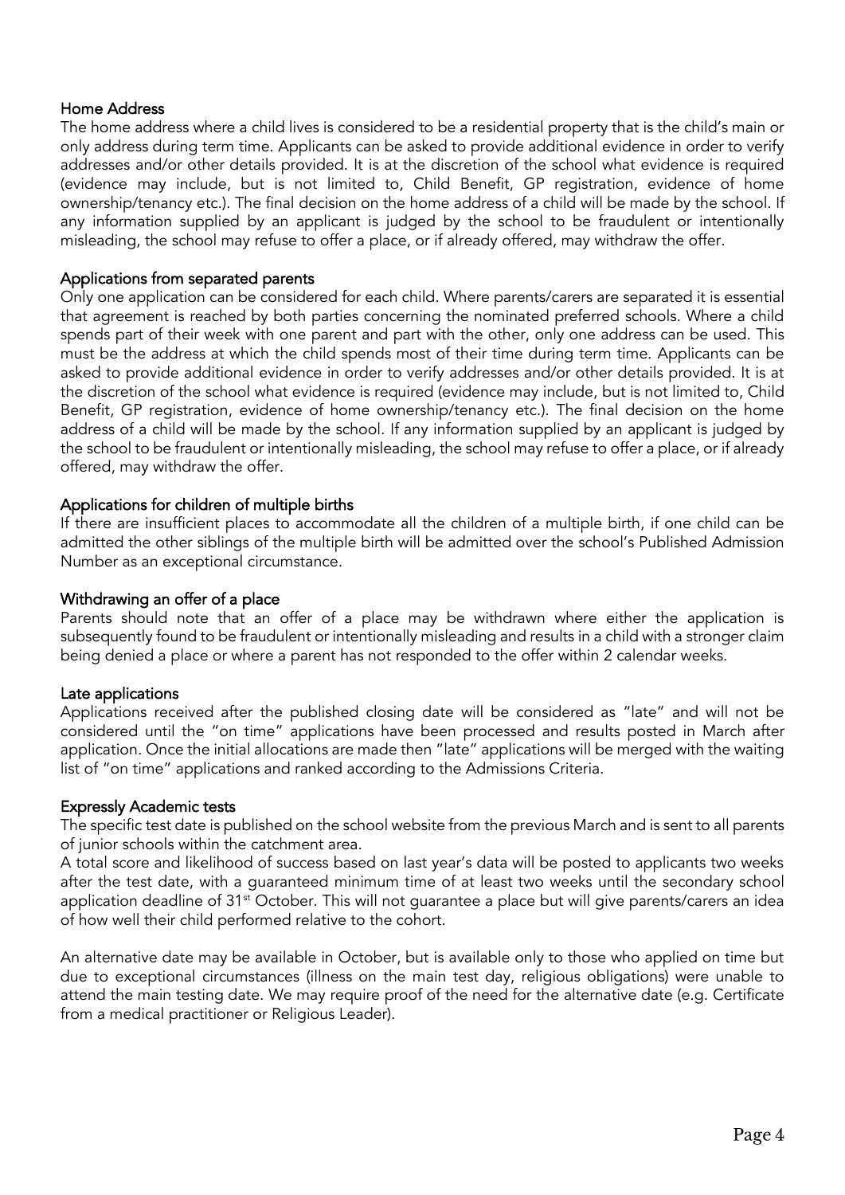### Home Address

The home address where a child lives is considered to be a residential property that is the child's main or only address during term time. Applicants can be asked to provide additional evidence in order to verify addresses and/or other details provided. It is at the discretion of the school what evidence is required (evidence may include, but is not limited to, Child Benefit, GP registration, evidence of home ownership/tenancy etc.). The final decision on the home address of a child will be made by the school. If any information supplied by an applicant is judged by the school to be fraudulent or intentionally misleading, the school may refuse to offer a place, or if already offered, may withdraw the offer.

### Applications from separated parents

Only one application can be considered for each child. Where parents/carers are separated it is essential that agreement is reached by both parties concerning the nominated preferred schools. Where a child spends part of their week with one parent and part with the other, only one address can be used. This must be the address at which the child spends most of their time during term time. Applicants can be asked to provide additional evidence in order to verify addresses and/or other details provided. It is at the discretion of the school what evidence is required (evidence may include, but is not limited to, Child Benefit, GP registration, evidence of home ownership/tenancy etc.). The final decision on the home address of a child will be made by the school. If any information supplied by an applicant is judged by the school to be fraudulent or intentionally misleading, the school may refuse to offer a place, or if already offered, may withdraw the offer.

### Applications for children of multiple births

If there are insufficient places to accommodate all the children of a multiple birth, if one child can be admitted the other siblings of the multiple birth will be admitted over the school's Published Admission Number as an exceptional circumstance.

### Withdrawing an offer of a place

Parents should note that an offer of a place may be withdrawn where either the application is subsequently found to be fraudulent or intentionally misleading and results in a child with a stronger claim being denied a place or where a parent has not responded to the offer within 2 calendar weeks.

### Late applications

Applications received after the published closing date will be considered as "late" and will not be considered until the "on time" applications have been processed and results posted in March after application. Once the initial allocations are made then "late" applications will be merged with the waiting list of "on time" applications and ranked according to the Admissions Criteria.

### Expressly Academic tests

The specific test date is published on the school website from the previous March and is sent to all parents of junior schools within the catchment area.

A total score and likelihood of success based on last year's data will be posted to applicants two weeks after the test date, with a guaranteed minimum time of at least two weeks until the secondary school application deadline of 31st October. This will not guarantee a place but will give parents/carers an idea of how well their child performed relative to the cohort.

An alternative date may be available in October, but is available only to those who applied on time but due to exceptional circumstances (illness on the main test day, religious obligations) were unable to attend the main testing date. We may require proof of the need for the alternative date (e.g. Certificate from a medical practitioner or Religious Leader).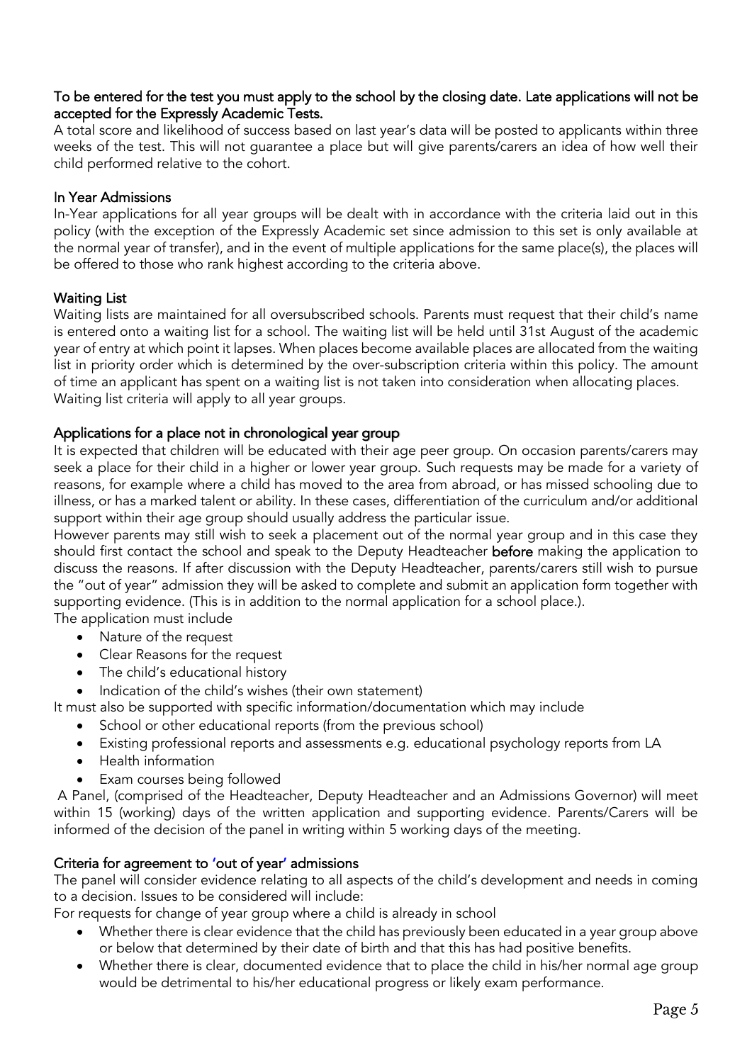**To be entered for the test you must apply to the school by the closing date. Late applications will not be accepted for the Expressly Academic Tests.**

A total score and likelihood of success based on last year's data will be posted to applicants within three weeks of the test. This will not guarantee a place but will give parents/carers an idea of how well their child performed relative to the cohort.

### In Year Admissions

In-Year applications for all year groups will be dealt with in accordance with the criteria laid out in this policy (with the exception of the Expressly Academic set since admission to this set is only available at the normal year of transfer), and in the event of multiple applications for the same place(s), the places will be offered to those who rank highest according to the criteria above.

### Waiting List

Waiting lists are maintained for all oversubscribed schools. Parents must request that their child's name is entered onto a waiting list for a school. The waiting list will be held until 31st August of the academic year of entry at which point it lapses. When places become available places are allocated from the waiting list in priority order which is determined by the over-subscription criteria within this policy. The amount of time an applicant has spent on a waiting list is not taken into consideration when allocating places. Waiting list criteria will apply to all year groups.

### Applications for a place not in chronological year group

It is expected that children will be educated with their age peer group. On occasion parents/carers may seek a place for their child in a higher or lower year group. Such requests may be made for a variety of reasons, for example where a child has moved to the area from abroad, or has missed schooling due to illness, or has a marked talent or ability. In these cases, differentiation of the curriculum and/or additional support within their age group should usually address the particular issue.

However parents may still wish to seek a placement out of the normal year group and in this case they should first contact the school and speak to the Deputy Headteacher **before** making the application to discuss the reasons. If after discussion with the Deputy Headteacher, parents/carers still wish to pursue the "out of year" admission they will be asked to complete and submit an application form together with supporting evidence. (This is in addition to the normal application for a school place.).

The application must include

- Nature of the request
- Clear Reasons for the request
- The child's educational history
- Indication of the child's wishes (their own statement)

It must also be supported with specific information/documentation which may include

- School or other educational reports (from the previous school)
- Existing professional reports and assessments e.g. educational psychology reports from LA
- Health information
- Exam courses being followed

A Panel, (comprised of the Headteacher, Deputy Headteacher and an Admissions Governor) will meet within 15 (working) days of the written application and supporting evidence. Parents/Carers will be informed of the decision of the panel in writing within 5 working days of the meeting.

### Criteria for agreement to 'out of year' admissions

The panel will consider evidence relating to all aspects of the child's development and needs in coming to a decision. Issues to be considered will include:

For requests for change of year group where a child is already in school

- Whether there is clear evidence that the child has previously been educated in a year group above or below that determined by their date of birth and that this has had positive benefits.
- Whether there is clear, documented evidence that to place the child in his/her normal age group would be detrimental to his/her educational progress or likely exam performance.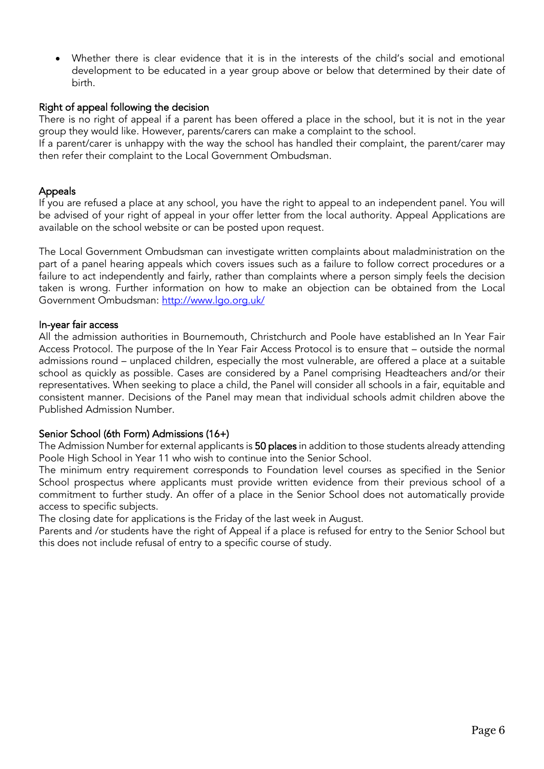- Whether there is clear evidence that it is in the interests of the child's social and emotional development to be educated in a year group above or below that determined by their date of birth.

## Right of appeal following the decision

There is no right of appeal if a parent has been offered a place in the school, but it is not in the year group they would like. However, parents/carers can make a complaint to the school.

If a parent/carer is unhappy with the way the school has handled their complaint, the parent/carer may then refer their complaint to the Local Government Ombudsman.

## Appeals

If you are refused a place at any school, you have the right to appeal to an independent panel. You will be advised of your right of appeal in your offer letter from the local authority. Appeal Applications are available on the school website or can be posted upon request.

The Local Government Ombudsman can investigate written complaints about maladministration on the part of a panel hearing appeals which covers issues such as a failure to follow correct procedures or a failure to act independently and fairly, rather than complaints where a person simply feels the decision taken is wrong. Further information on how to make an objection can be obtained from the Local Government Ombudsman: http://www.lgo.org.uk/

## In-year fair access

All the admission authorities in Bournemouth, Christchurch and Poole have established an In Year Fair Access Protocol. The purpose of the In Year Fair Access Protocol is to ensure that – outside the normal admissions round – unplaced children, especially the most vulnerable, are offered a place at a suitable school as quickly as possible. Cases are considered by a Panel comprising Headteachers and/or their representatives. When seeking to place a child, the Panel will consider all schools in a fair, equitable and consistent manner. Decisions of the Panel may mean that individual schools admit children above the Published Admission Number.

## Senior School (6th Form) Admissions (16+)

The Admission Number for external applicants is **50 places** in addition to those students already attending Poole High School in Year 11 who wish to continue into the Senior School.

The minimum entry requirement corresponds to Foundation level courses as specified in the Senior School prospectus where applicants must provide written evidence from their previous school of a commitment to further study. An offer of a place in the Senior School does not automatically provide access to specific subjects.

The closing date for applications is the Friday of the last week in August.

Parents and /or students have the right of Appeal if a place is refused for entry to the Senior School but this does not include refusal of entry to a specific course of study.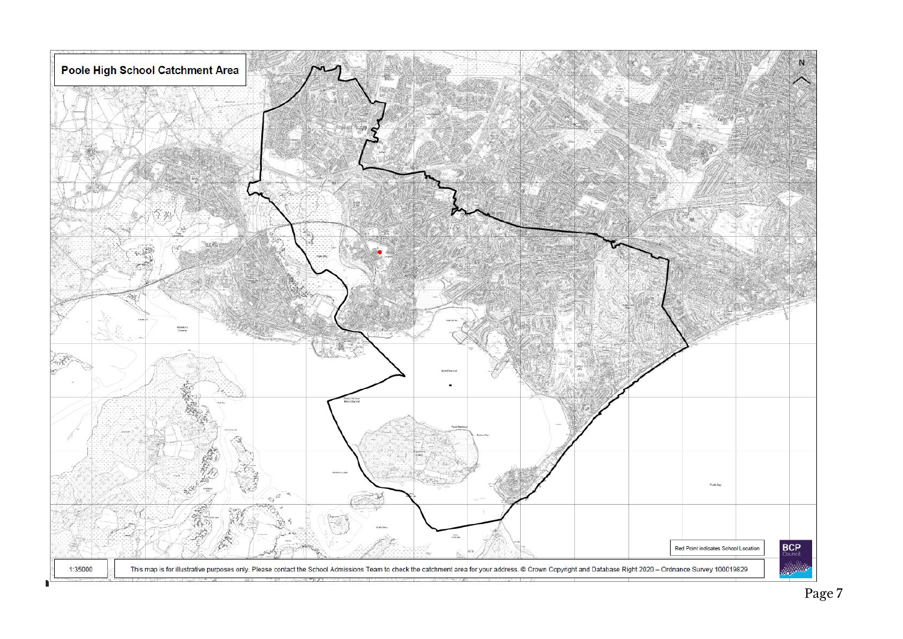**Poole High School Catchment Area**

N

Red Point indicates School Location

1:35000

This map is for illustrative purposes only. Please contact the School Admissions Team to check the catchment area for your address. © Crown Copyright and Database Right 2020 – Ordnance Survey 100019829

BCP Council